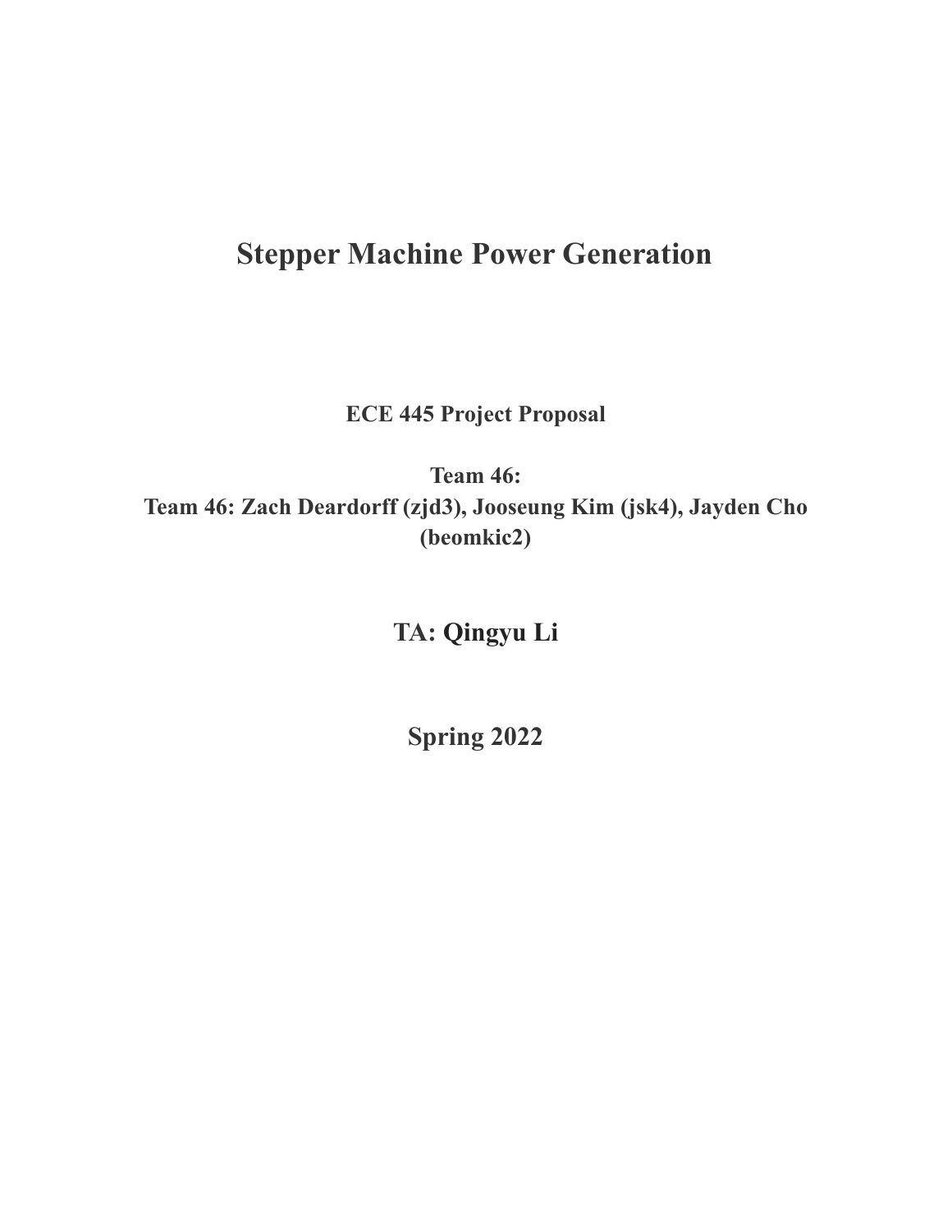# Stepper Machine Power Generation

**ECE 445 Project Proposal**

**Team 46:**
**Team 46: Zach Deardorff (zjd3), Jooseung Kim (jsk4), Jayden Cho (beomkic2)**

## TA: Qingyu Li

## Spring 2022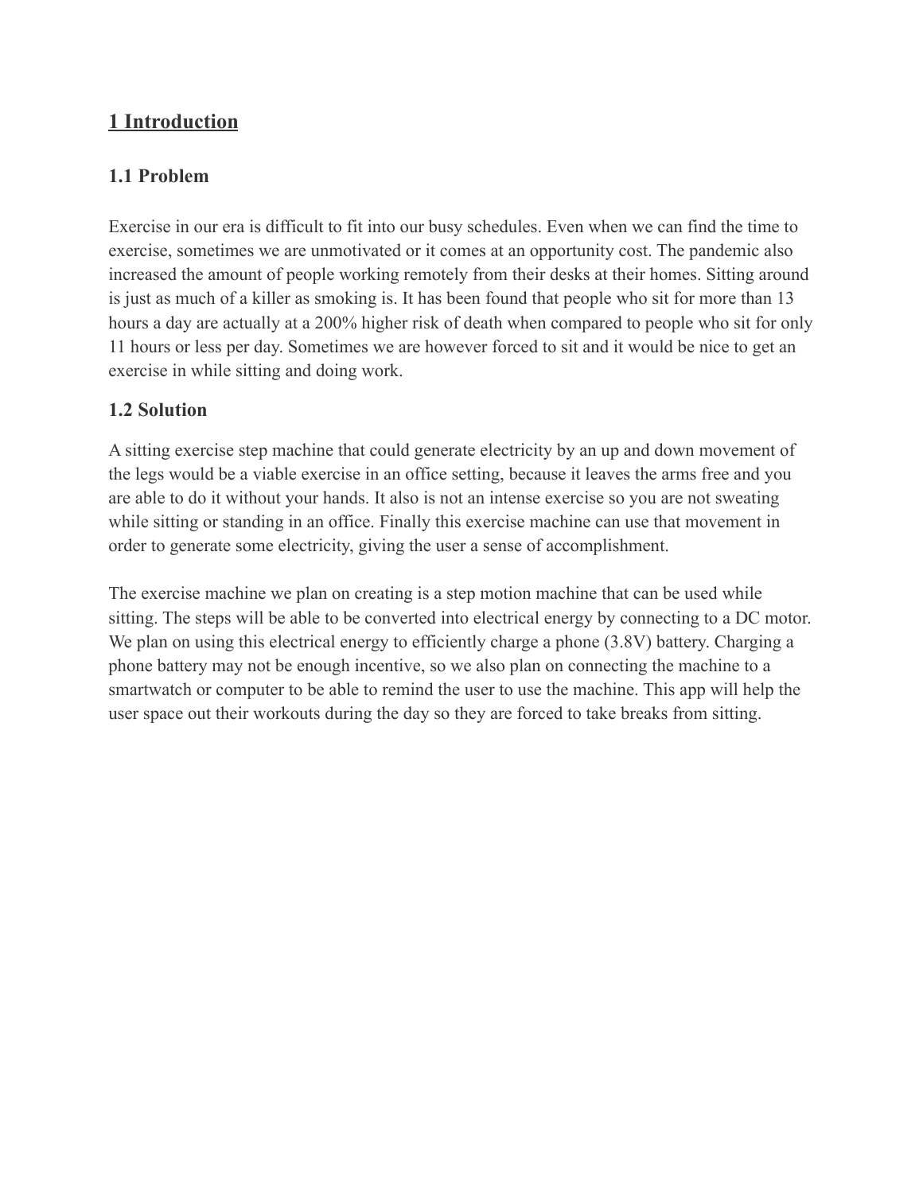# 1 Introduction

## 1.1 Problem

Exercise in our era is difficult to fit into our busy schedules. Even when we can find the time to exercise, sometimes we are unmotivated or it comes at an opportunity cost. The pandemic also increased the amount of people working remotely from their desks at their homes. Sitting around is just as much of a killer as smoking is. It has been found that people who sit for more than 13 hours a day are actually at a 200% higher risk of death when compared to people who sit for only 11 hours or less per day. Sometimes we are however forced to sit and it would be nice to get an exercise in while sitting and doing work.

## 1.2 Solution

A sitting exercise step machine that could generate electricity by an up and down movement of the legs would be a viable exercise in an office setting, because it leaves the arms free and you are able to do it without your hands. It also is not an intense exercise so you are not sweating while sitting or standing in an office. Finally this exercise machine can use that movement in order to generate some electricity, giving the user a sense of accomplishment.

The exercise machine we plan on creating is a step motion machine that can be used while sitting. The steps will be able to be converted into electrical energy by connecting to a DC motor. We plan on using this electrical energy to efficiently charge a phone (3.8V) battery. Charging a phone battery may not be enough incentive, so we also plan on connecting the machine to a smartwatch or computer to be able to remind the user to use the machine. This app will help the user space out their workouts during the day so they are forced to take breaks from sitting.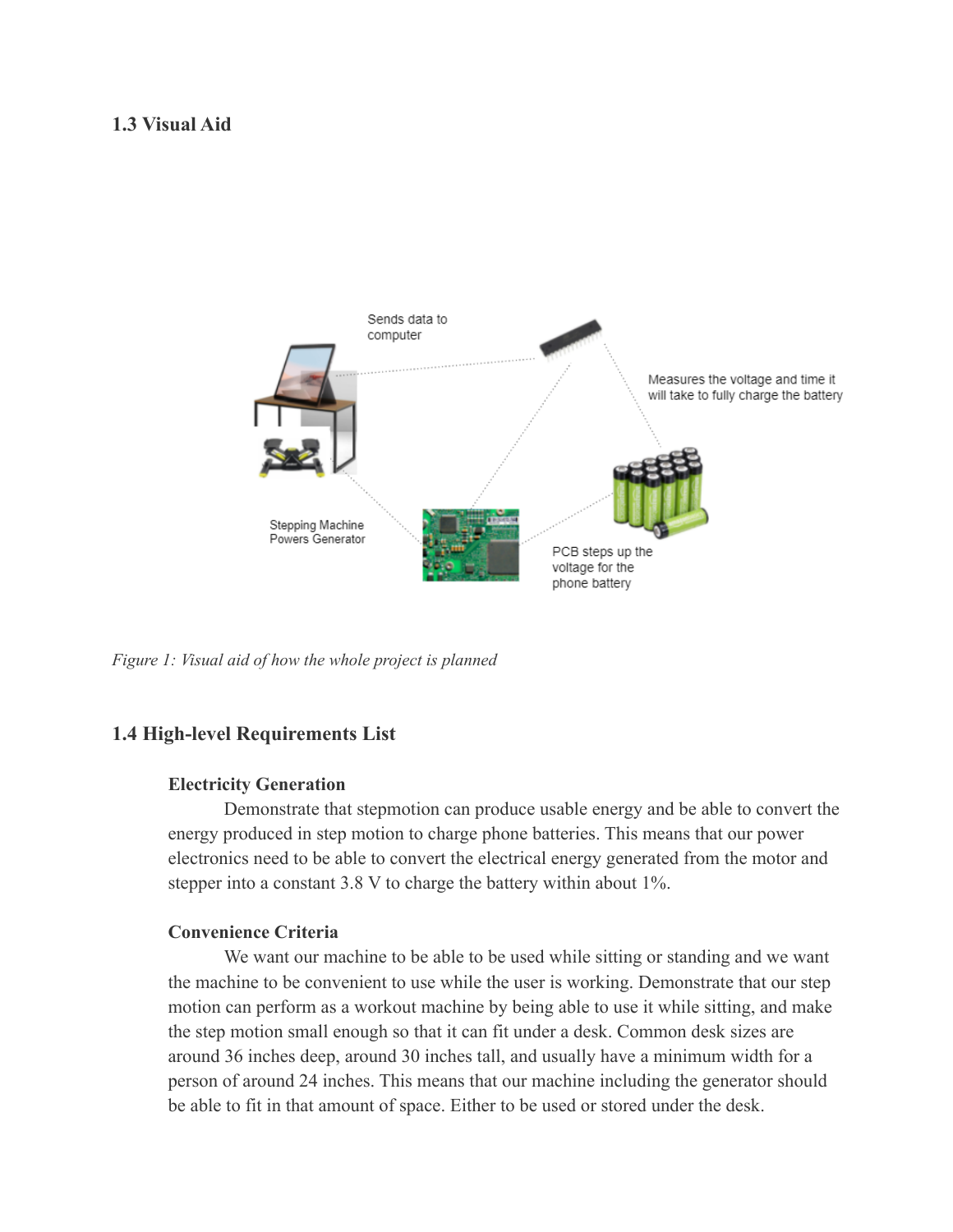## 1.3 Visual Aid

*Figure 1: Visual aid of how the whole project is planned*

## 1.4 High-level Requirements List

**Electricity Generation**

Demonstrate that stepmotion can produce usable energy and be able to convert the energy produced in step motion to charge phone batteries. This means that our power electronics need to be able to convert the electrical energy generated from the motor and stepper into a constant 3.8 V to charge the battery within about 1%.

**Convenience Criteria**

We want our machine to be able to be used while sitting or standing and we want the machine to be convenient to use while the user is working. Demonstrate that our step motion can perform as a workout machine by being able to use it while sitting, and make the step motion small enough so that it can fit under a desk. Common desk sizes are around 36 inches deep, around 30 inches tall, and usually have a minimum width for a person of around 24 inches. This means that our machine including the generator should be able to fit in that amount of space. Either to be used or stored under the desk.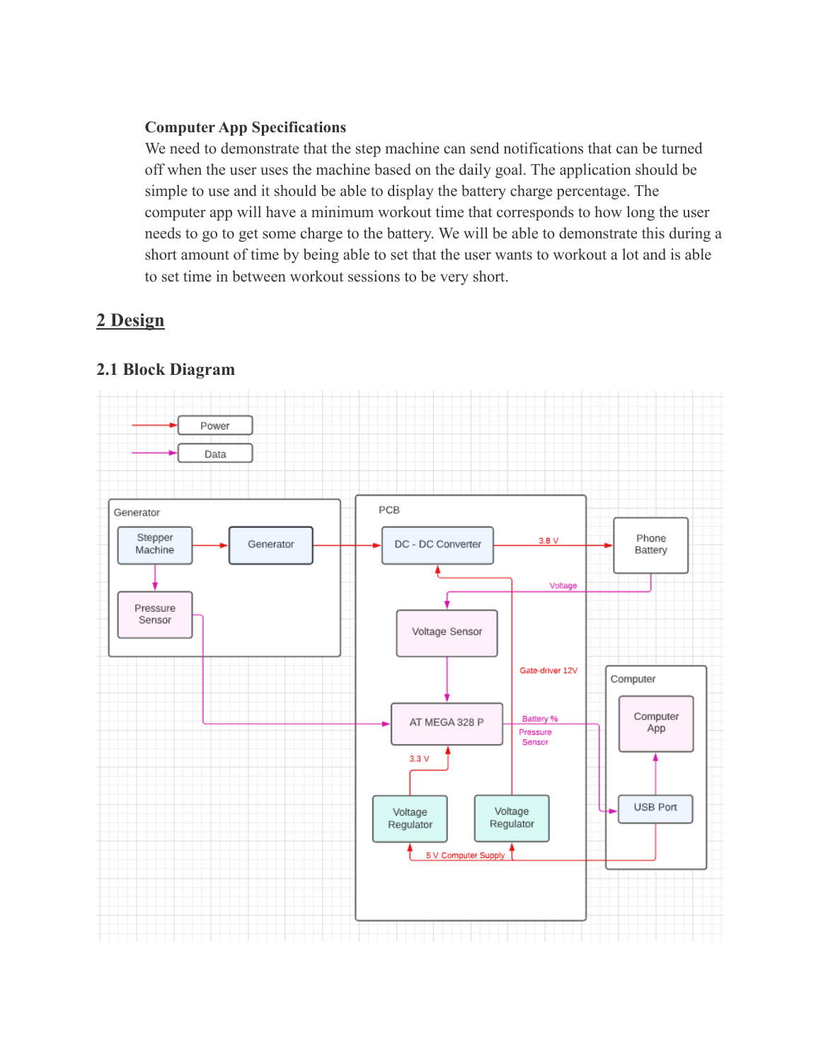**Computer App Specifications**

We need to demonstrate that the step machine can send notifications that can be turned off when the user uses the machine based on the daily goal. The application should be simple to use and it should be able to display the battery charge percentage. The computer app will have a minimum workout time that corresponds to how long the user needs to go to get some charge to the battery. We will be able to demonstrate this during a short amount of time by being able to set that the user wants to workout a lot and is able to set time in between workout sessions to be very short.

# 2 Design

## 2.1 Block Diagram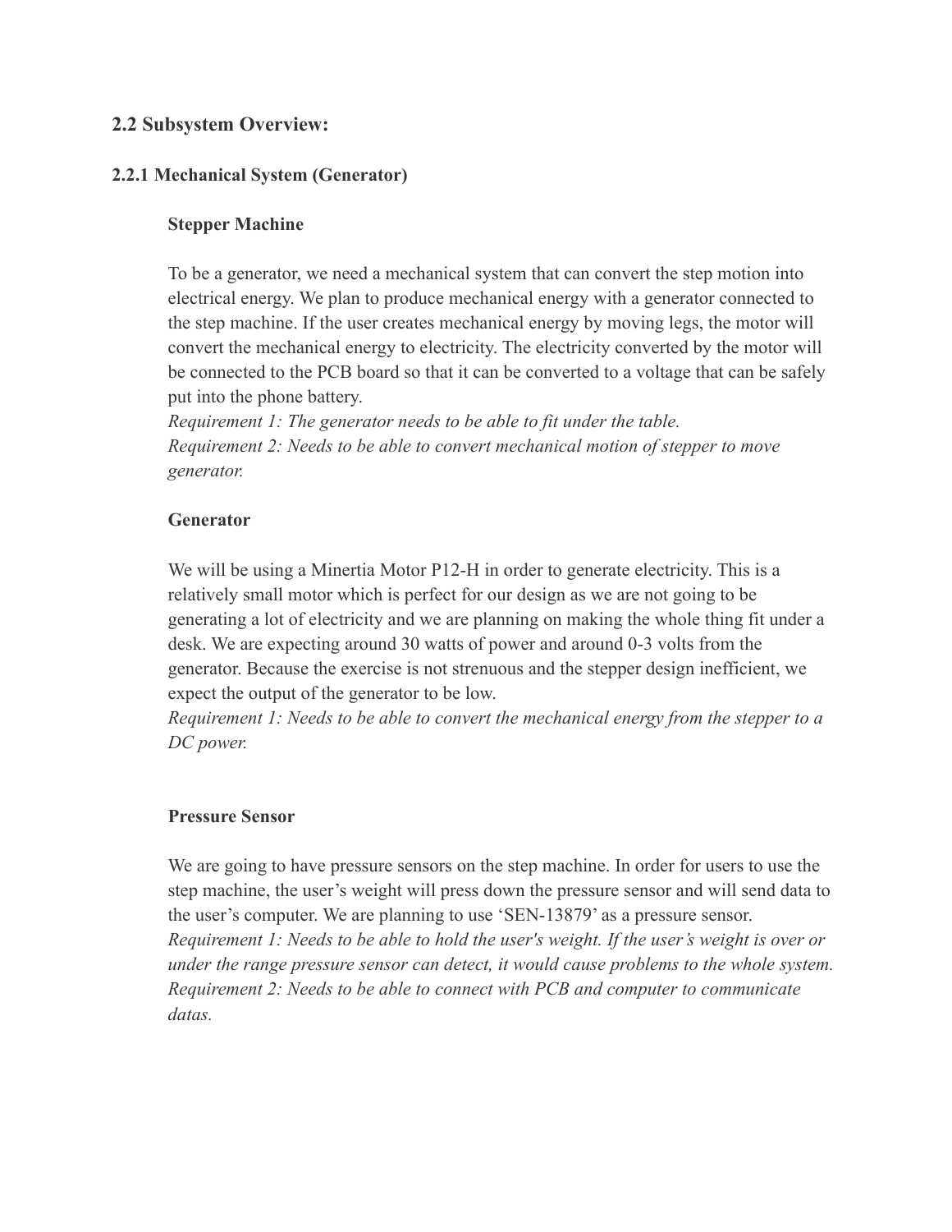## 2.2 Subsystem Overview:

### 2.2.1 Mechanical System (Generator)

#### Stepper Machine

To be a generator, we need a mechanical system that can convert the step motion into electrical energy. We plan to produce mechanical energy with a generator connected to the step machine. If the user creates mechanical energy by moving legs, the motor will convert the mechanical energy to electricity. The electricity converted by the motor will be connected to the PCB board so that it can be converted to a voltage that can be safely put into the phone battery.

*Requirement 1: The generator needs to be able to fit under the table.*

*Requirement 2: Needs to be able to convert mechanical motion of stepper to move generator.*

#### Generator

We will be using a Minertia Motor P12-H in order to generate electricity. This is a relatively small motor which is perfect for our design as we are not going to be generating a lot of electricity and we are planning on making the whole thing fit under a desk. We are expecting around 30 watts of power and around 0-3 volts from the generator. Because the exercise is not strenuous and the stepper design inefficient, we expect the output of the generator to be low.

*Requirement 1: Needs to be able to convert the mechanical energy from the stepper to a DC power.*

#### Pressure Sensor

We are going to have pressure sensors on the step machine. In order for users to use the step machine, the user's weight will press down the pressure sensor and will send data to the user's computer. We are planning to use 'SEN-13879' as a pressure sensor.

*Requirement 1: Needs to be able to hold the user's weight. If the user's weight is over or under the range pressure sensor can detect, it would cause problems to the whole system.*

*Requirement 2: Needs to be able to connect with PCB and computer to communicate datas.*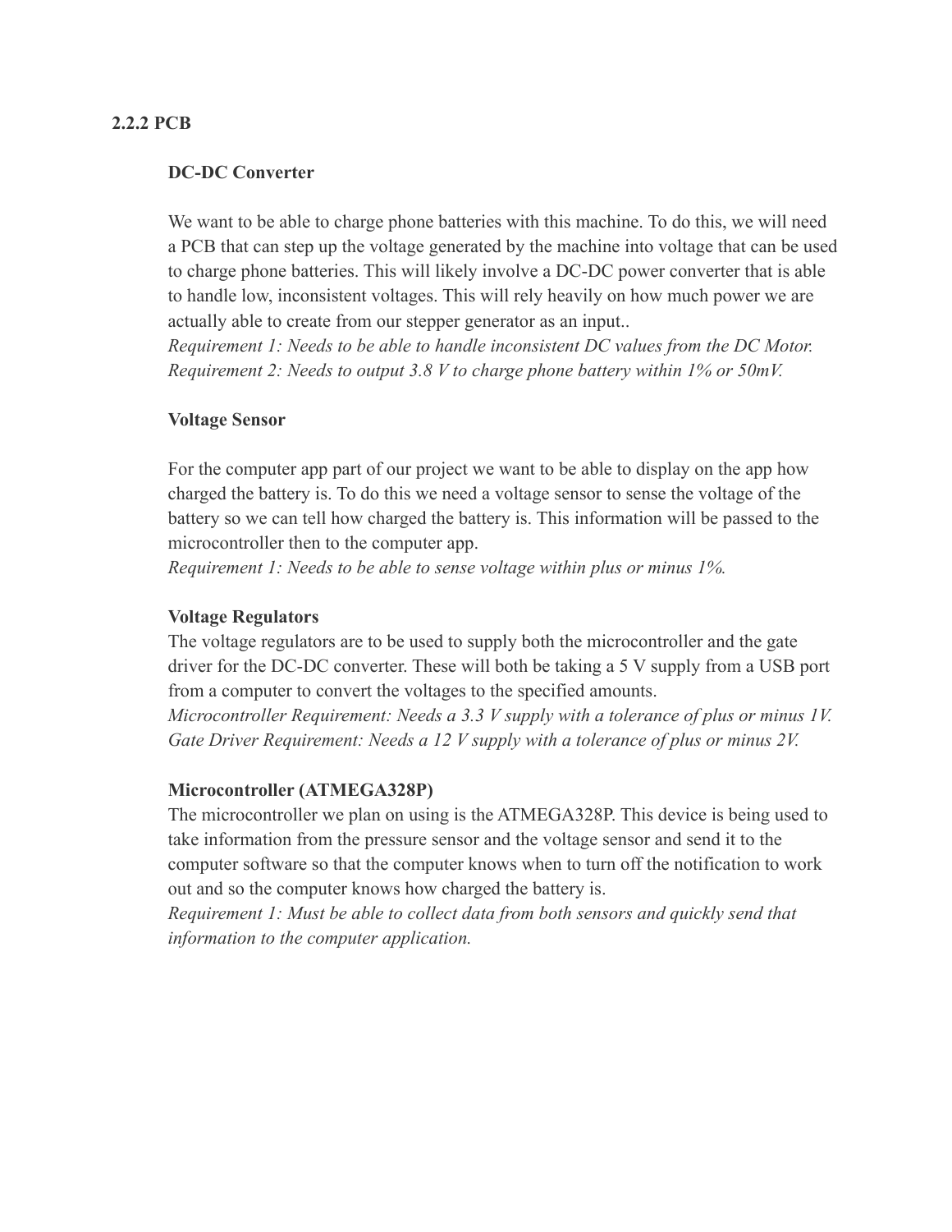### 2.2.2 PCB

#### DC-DC Converter

We want to be able to charge phone batteries with this machine. To do this, we will need a PCB that can step up the voltage generated by the machine into voltage that can be used to charge phone batteries. This will likely involve a DC-DC power converter that is able to handle low, inconsistent voltages. This will rely heavily on how much power we are actually able to create from our stepper generator as an input..

*Requirement 1: Needs to be able to handle inconsistent DC values from the DC Motor.*
*Requirement 2: Needs to output 3.8 V to charge phone battery within 1% or 50mV.*

#### Voltage Sensor

For the computer app part of our project we want to be able to display on the app how charged the battery is. To do this we need a voltage sensor to sense the voltage of the battery so we can tell how charged the battery is. This information will be passed to the microcontroller then to the computer app.

*Requirement 1: Needs to be able to sense voltage within plus or minus 1%.*

#### Voltage Regulators

The voltage regulators are to be used to supply both the microcontroller and the gate driver for the DC-DC converter. These will both be taking a 5 V supply from a USB port from a computer to convert the voltages to the specified amounts.

*Microcontroller Requirement: Needs a 3.3 V supply with a tolerance of plus or minus 1V.*
*Gate Driver Requirement: Needs a 12 V supply with a tolerance of plus or minus 2V.*

#### Microcontroller (ATMEGA328P)

The microcontroller we plan on using is the ATMEGA328P. This device is being used to take information from the pressure sensor and the voltage sensor and send it to the computer software so that the computer knows when to turn off the notification to work out and so the computer knows how charged the battery is.

*Requirement 1: Must be able to collect data from both sensors and quickly send that information to the computer application.*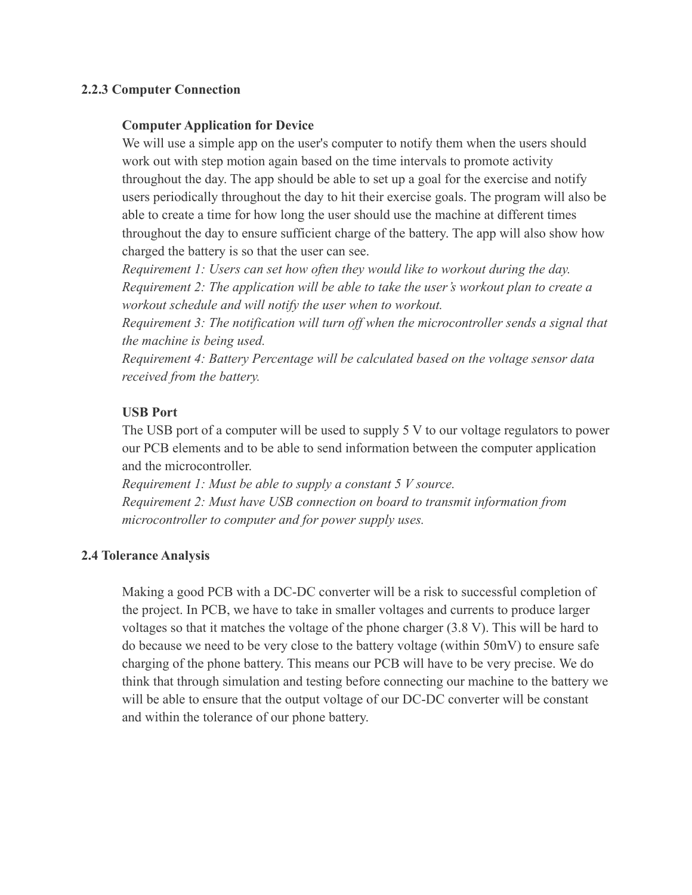### 2.2.3 Computer Connection

**Computer Application for Device**

We will use a simple app on the user's computer to notify them when the users should work out with step motion again based on the time intervals to promote activity throughout the day. The app should be able to set up a goal for the exercise and notify users periodically throughout the day to hit their exercise goals. The program will also be able to create a time for how long the user should use the machine at different times throughout the day to ensure sufficient charge of the battery. The app will also show how charged the battery is so that the user can see.

*Requirement 1: Users can set how often they would like to workout during the day.*

*Requirement 2: The application will be able to take the user's workout plan to create a workout schedule and will notify the user when to workout.*

*Requirement 3: The notification will turn off when the microcontroller sends a signal that the machine is being used.*

*Requirement 4: Battery Percentage will be calculated based on the voltage sensor data received from the battery.*

**USB Port**

The USB port of a computer will be used to supply 5 V to our voltage regulators to power our PCB elements and to be able to send information between the computer application and the microcontroller.

*Requirement 1: Must be able to supply a constant 5 V source.*

*Requirement 2: Must have USB connection on board to transmit information from microcontroller to computer and for power supply uses.*

## 2.4 Tolerance Analysis

Making a good PCB with a DC-DC converter will be a risk to successful completion of the project. In PCB, we have to take in smaller voltages and currents to produce larger voltages so that it matches the voltage of the phone charger (3.8 V). This will be hard to do because we need to be very close to the battery voltage (within 50mV) to ensure safe charging of the phone battery. This means our PCB will have to be very precise. We do think that through simulation and testing before connecting our machine to the battery we will be able to ensure that the output voltage of our DC-DC converter will be constant and within the tolerance of our phone battery.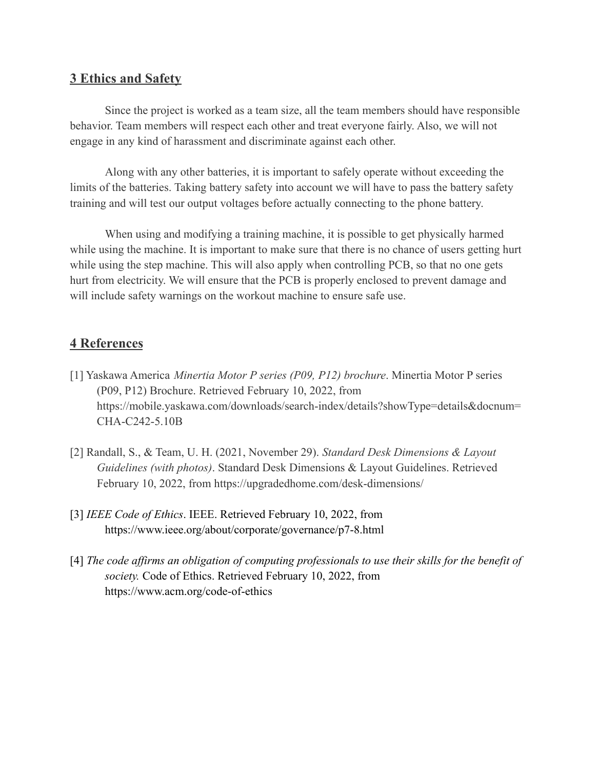## 3 Ethics and Safety

Since the project is worked as a team size, all the team members should have responsible behavior. Team members will respect each other and treat everyone fairly. Also, we will not engage in any kind of harassment and discriminate against each other.

Along with any other batteries, it is important to safely operate without exceeding the limits of the batteries. Taking battery safety into account we will have to pass the battery safety training and will test our output voltages before actually connecting to the phone battery.

When using and modifying a training machine, it is possible to get physically harmed while using the machine. It is important to make sure that there is no chance of users getting hurt while using the step machine. This will also apply when controlling PCB, so that no one gets hurt from electricity. We will ensure that the PCB is properly enclosed to prevent damage and will include safety warnings on the workout machine to ensure safe use.

## 4 References

[1] Yaskawa America *Minertia Motor P series (P09, P12) brochure*. Minertia Motor P series (P09, P12) Brochure. Retrieved February 10, 2022, from https://mobile.yaskawa.com/downloads/search-index/details?showType=details&docnum=CHA-C242-5.10B

[2] Randall, S., & Team, U. H. (2021, November 29). *Standard Desk Dimensions & Layout Guidelines (with photos)*. Standard Desk Dimensions & Layout Guidelines. Retrieved February 10, 2022, from https://upgradedhome.com/desk-dimensions/

[3] *IEEE Code of Ethics*. IEEE. Retrieved February 10, 2022, from https://www.ieee.org/about/corporate/governance/p7-8.html

[4] *The code affirms an obligation of computing professionals to use their skills for the benefit of society.* Code of Ethics. Retrieved February 10, 2022, from https://www.acm.org/code-of-ethics